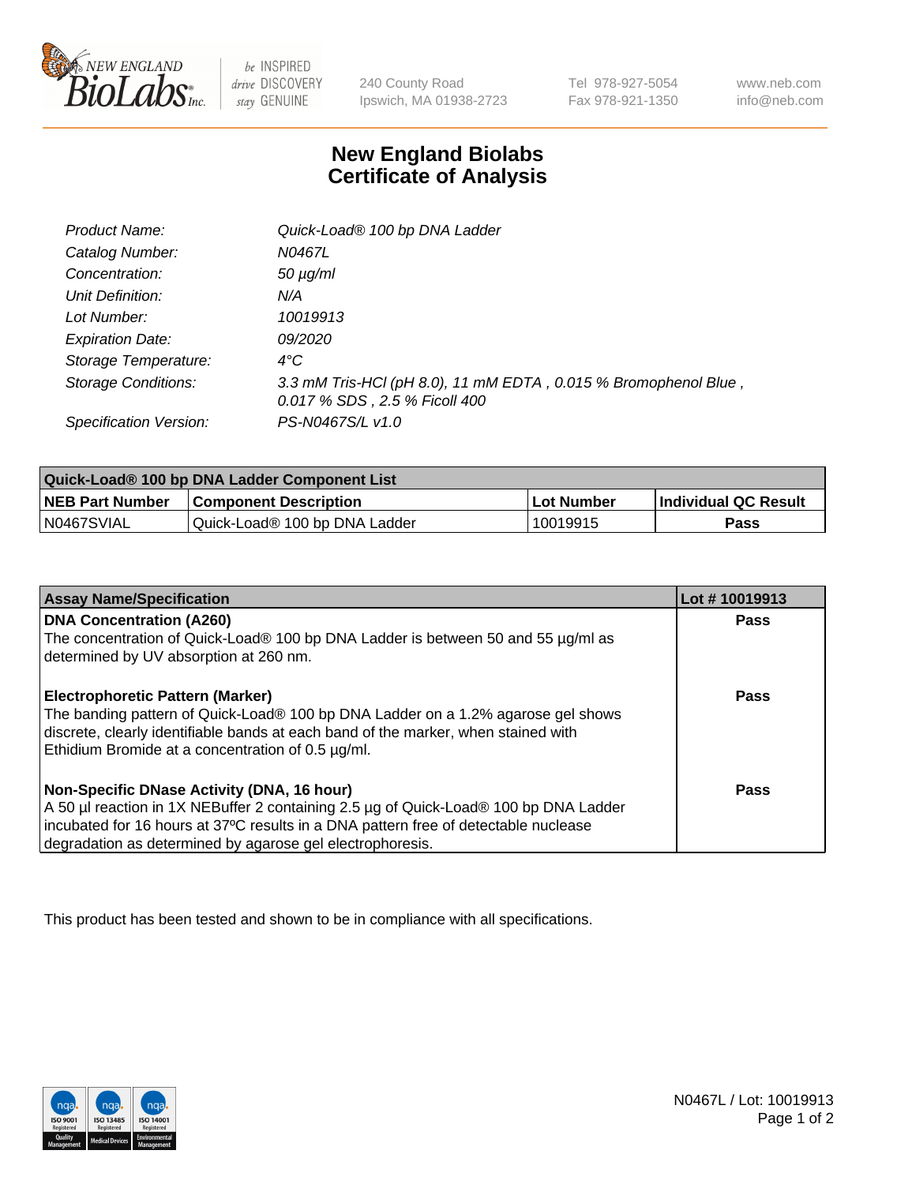New England BioLabs Inc. — be INSPIRED, drive DISCOVERY, stay GENUINE

240 County Road
Ipswich, MA 01938-2723

Tel 978-927-5054
Fax 978-921-1350

www.neb.com
info@neb.com

# New England Biolabs
# Certificate of Analysis

| | |
|---|---|
| *Product Name:* | *Quick-Load® 100 bp DNA Ladder* |
| *Catalog Number:* | *N0467L* |
| *Concentration:* | *50 µg/ml* |
| *Unit Definition:* | *N/A* |
| *Lot Number:* | *10019913* |
| *Expiration Date:* | *09/2020* |
| *Storage Temperature:* | *4°C* |
| *Storage Conditions:* | *3.3 mM Tris-HCl (pH 8.0), 11 mM EDTA , 0.015 % Bromophenol Blue , 0.017 % SDS , 2.5 % Ficoll 400* |
| *Specification Version:* | *PS-N0467S/L v1.0* |

| Quick-Load® 100 bp DNA Ladder Component List | | | |
|---|---|---|---|
| **NEB Part Number** | **Component Description** | **Lot Number** | **Individual QC Result** |
| N0467SVIAL | Quick-Load® 100 bp DNA Ladder | 10019915 | **Pass** |

| Assay Name/Specification | Lot # 10019913 |
|---|---|
| **DNA Concentration (A260)**<br>The concentration of Quick-Load® 100 bp DNA Ladder is between 50 and 55 µg/ml as determined by UV absorption at 260 nm. | **Pass** |
| **Electrophoretic Pattern (Marker)**<br>The banding pattern of Quick-Load® 100 bp DNA Ladder on a 1.2% agarose gel shows discrete, clearly identifiable bands at each band of the marker, when stained with Ethidium Bromide at a concentration of 0.5 µg/ml. | **Pass** |
| **Non-Specific DNase Activity (DNA, 16 hour)**<br>A 50 µl reaction in 1X NEBuffer 2 containing 2.5 µg of Quick-Load® 100 bp DNA Ladder incubated for 16 hours at 37ºC results in a DNA pattern free of detectable nuclease degradation as determined by agarose gel electrophoresis. | **Pass** |

This product has been tested and shown to be in compliance with all specifications.

ISO 9001 Registered Quality Management | ISO 13485 Registered Medical Devices | ISO 14001 Registered Environmental Management

N0467L / Lot: 10019913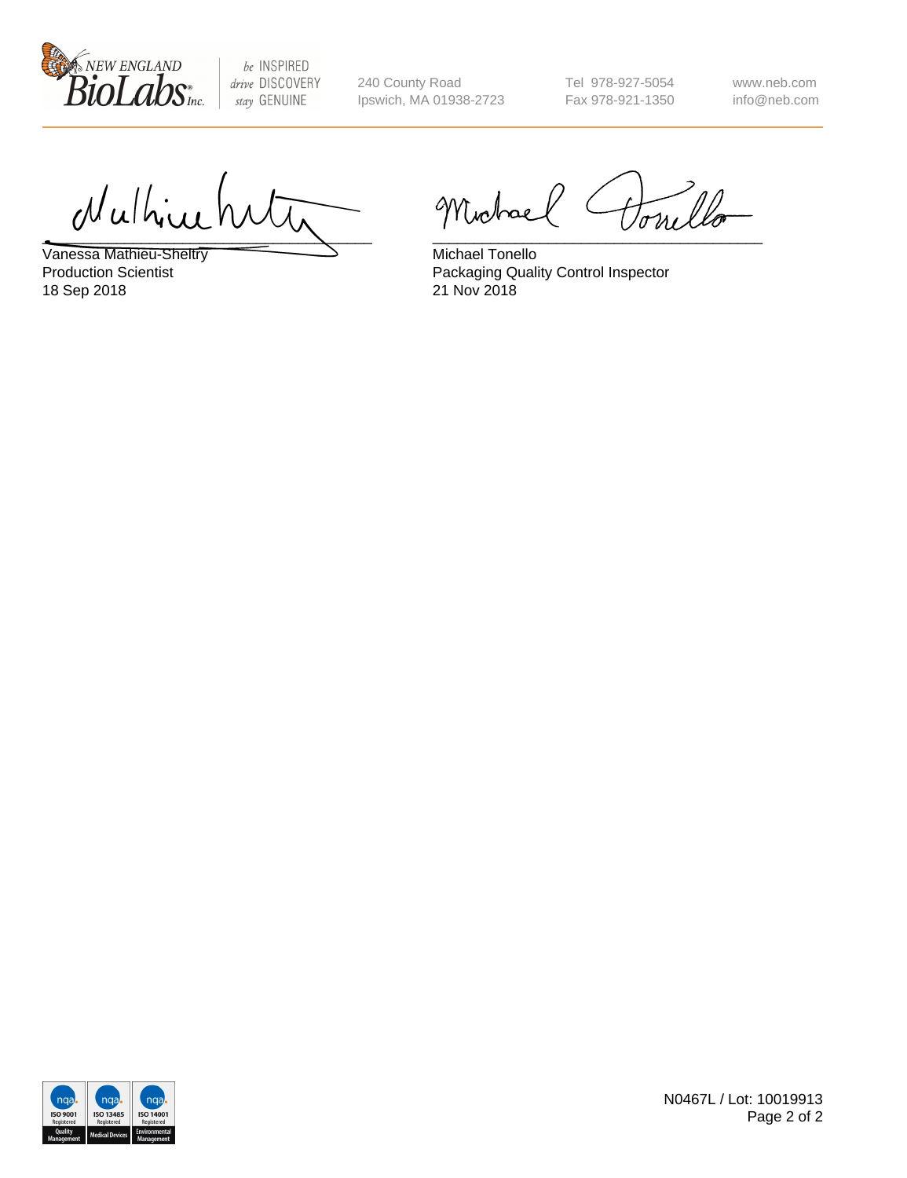240 County Road
Ipswich, MA 01938-2723

Tel 978-927-5054
Fax 978-921-1350

www.neb.com
info@neb.com

Vanessa Mathieu-Sheltry
Production Scientist
18 Sep 2018

Michael Tonello
Packaging Quality Control Inspector
21 Nov 2018

N0467L / Lot: 10019913